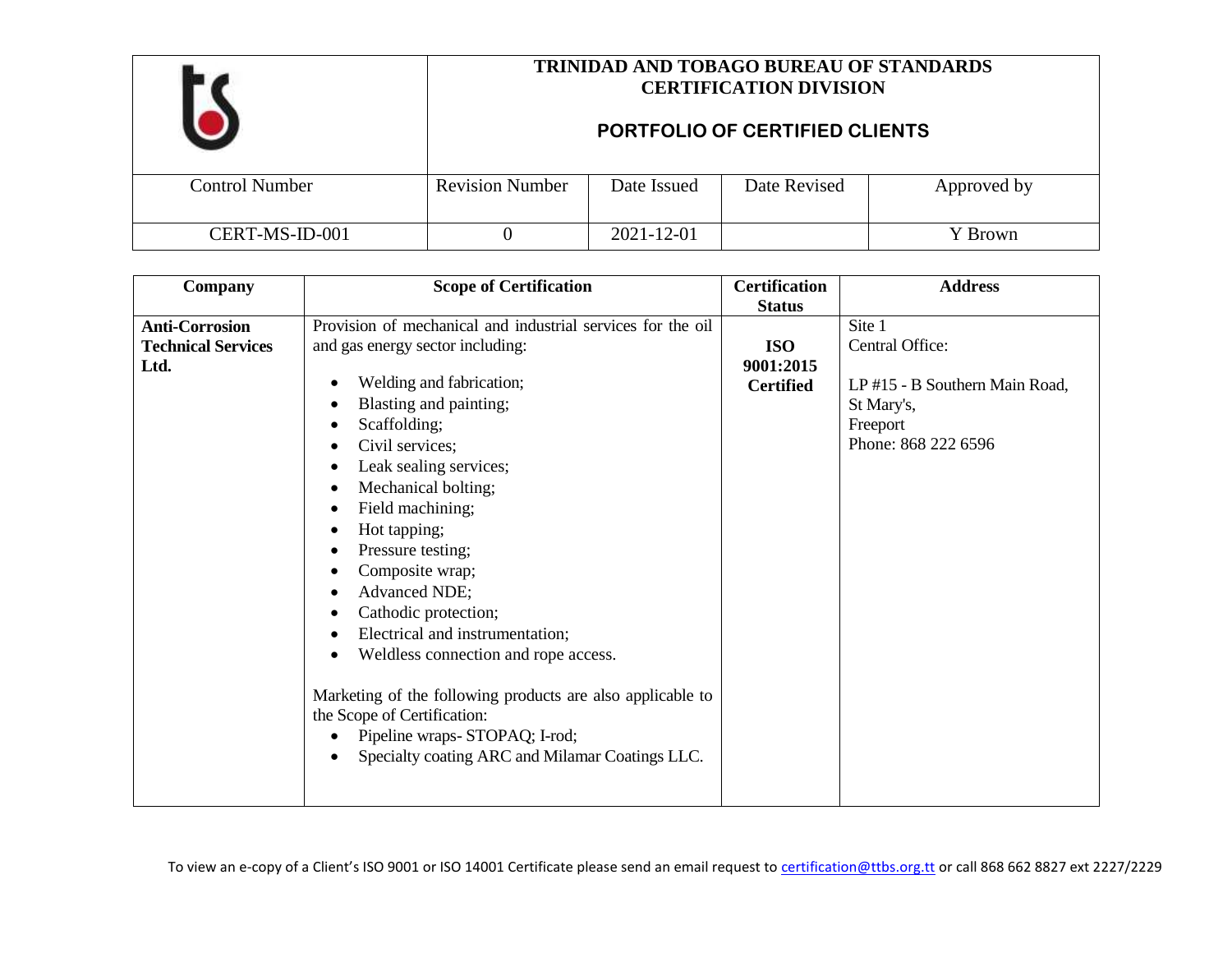# TRINIDAD AND TOBAGO BUREAU OF STANDARDS CERTIFICATION DIVISION

## PORTFOLIO OF CERTIFIED CLIENTS

| Control Number | Revision Number | Date Issued | Date Revised | Approved by |
|---|---|---|---|---|
| CERT-MS-ID-001 | 0 | 2021-12-01 | | Y Brown |

| Company | Scope of Certification | Certification Status | Address |
|---|---|---|---|
| **Anti-Corrosion Technical Services Ltd.** | Provision of mechanical and industrial services for the oil and gas energy sector including: <br>• Welding and fabrication; <br>• Blasting and painting; <br>• Scaffolding; <br>• Civil services; <br>• Leak sealing services; <br>• Mechanical bolting; <br>• Field machining; <br>• Hot tapping; <br>• Pressure testing; <br>• Composite wrap; <br>• Advanced NDE; <br>• Cathodic protection; <br>• Electrical and instrumentation; <br>• Weldless connection and rope access. <br><br>Marketing of the following products are also applicable to the Scope of Certification: <br>• Pipeline wraps- STOPAQ; I-rod; <br>• Specialty coating ARC and Milamar Coatings LLC. | **ISO 9001:2015 Certified** | Site 1 <br>Central Office: <br><br>LP #15 - B Southern Main Road, <br>St Mary's, <br>Freeport <br>Phone: 868 222 6596 |

To view an e-copy of a Client's ISO 9001 or ISO 14001 Certificate please send an email request to certification@ttbs.org.tt or call 868 662 8827 ext 2227/2229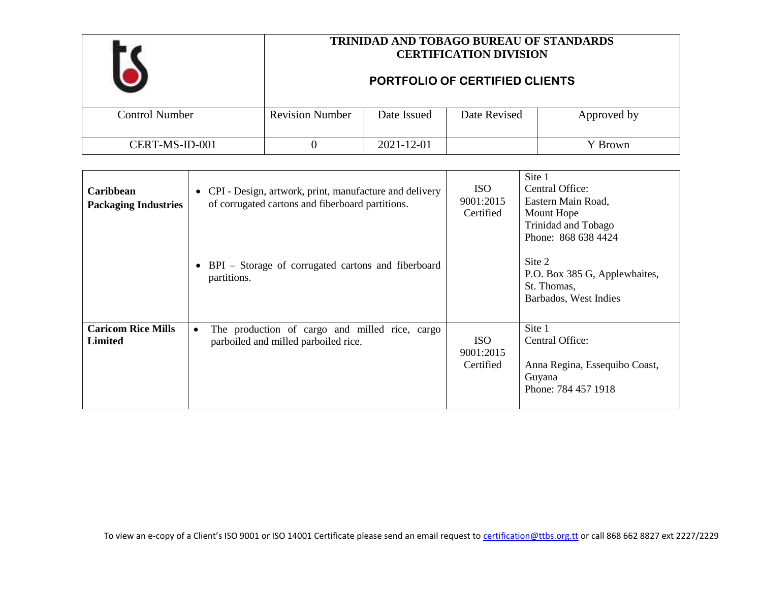| | TRINIDAD AND TOBAGO BUREAU OF STANDARDS<br>CERTIFICATION DIVISION<br><br>**PORTFOLIO OF CERTIFIED CLIENTS** | | | |
|---|---|---|---|---|
| Control Number | Revision Number | Date Issued | Date Revised | Approved by |
| CERT-MS-ID-001 | 0 | 2021-12-01 | | Y Brown |

| | | | |
|---|---|---|---|
| **Caribbean Packaging Industries** | • CPI - Design, artwork, print, manufacture and delivery of corrugated cartons and fiberboard partitions.<br><br>• BPI – Storage of corrugated cartons and fiberboard partitions. | ISO 9001:2015 Certified | Site 1<br>Central Office:<br>Eastern Main Road,<br>Mount Hope<br>Trinidad and Tobago<br>Phone: 868 638 4424<br><br>Site 2<br>P.O. Box 385 G, Applewhaites,<br>St. Thomas,<br>Barbados, West Indies |
| **Caricom Rice Mills Limited** | • The production of cargo and milled rice, cargo parboiled and milled parboiled rice. | ISO 9001:2015 Certified | Site 1<br>Central Office:<br><br>Anna Regina, Essequibo Coast,<br>Guyana<br>Phone: 784 457 1918 |

To view an e-copy of a Client's ISO 9001 or ISO 14001 Certificate please send an email request to certification@ttbs.org.tt or call 868 662 8827 ext 2227/2229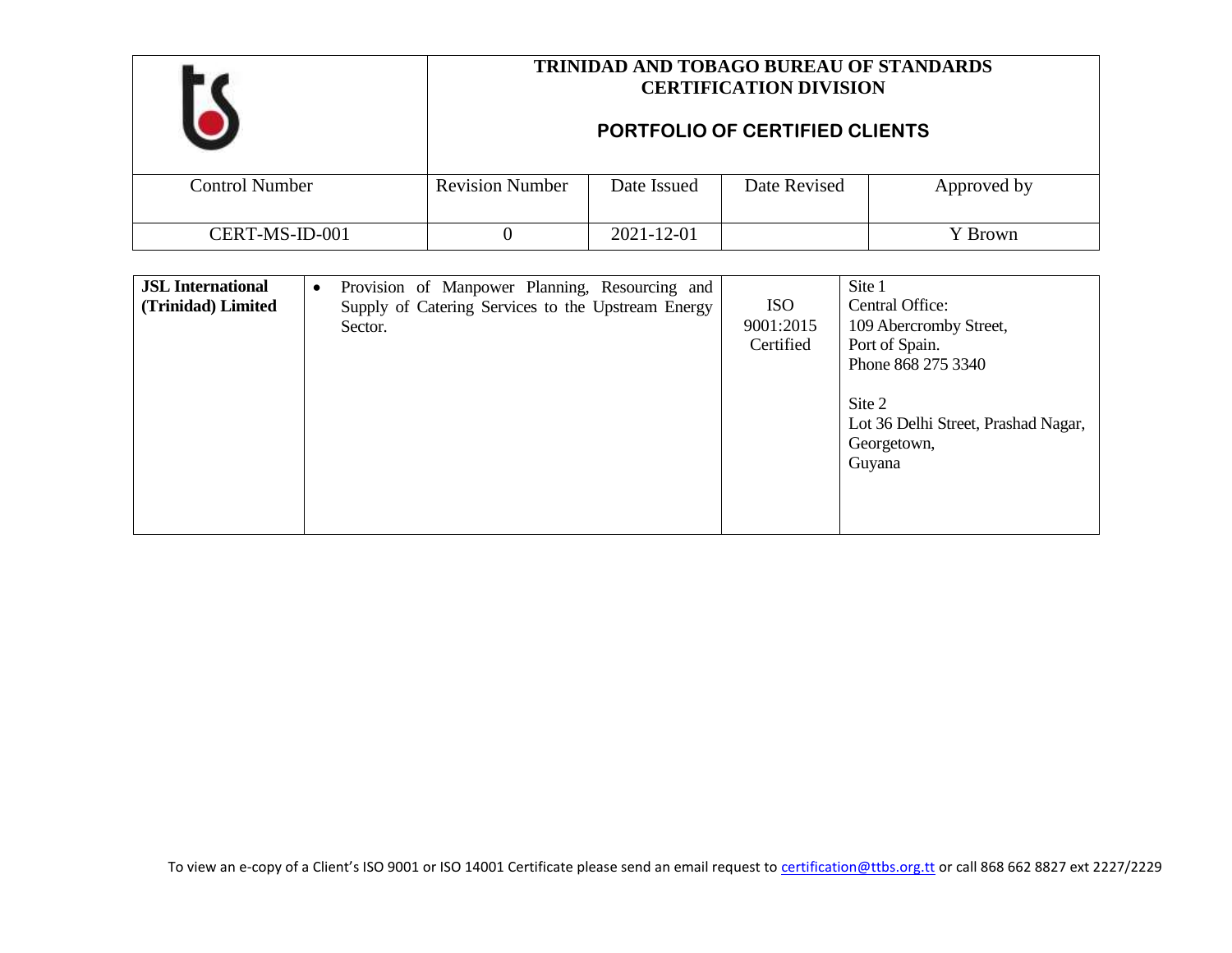**TRINIDAD AND TOBAGO BUREAU OF STANDARDS**
**CERTIFICATION DIVISION**

## PORTFOLIO OF CERTIFIED CLIENTS

| Control Number | Revision Number | Date Issued | Date Revised | Approved by |
|---|---|---|---|---|
| CERT-MS-ID-001 | 0 | 2021-12-01 | | Y Brown |

| | | | |
|---|---|---|---|
| **JSL International (Trinidad) Limited** | • Provision of Manpower Planning, Resourcing and Supply of Catering Services to the Upstream Energy Sector. | ISO 9001:2015 Certified | Site 1<br>Central Office:<br>109 Abercromby Street,<br>Port of Spain.<br>Phone 868 275 3340<br><br>Site 2<br>Lot 36 Delhi Street, Prashad Nagar,<br>Georgetown,<br>Guyana |

To view an e-copy of a Client's ISO 9001 or ISO 14001 Certificate please send an email request to certification@ttbs.org.tt or call 868 662 8827 ext 2227/2229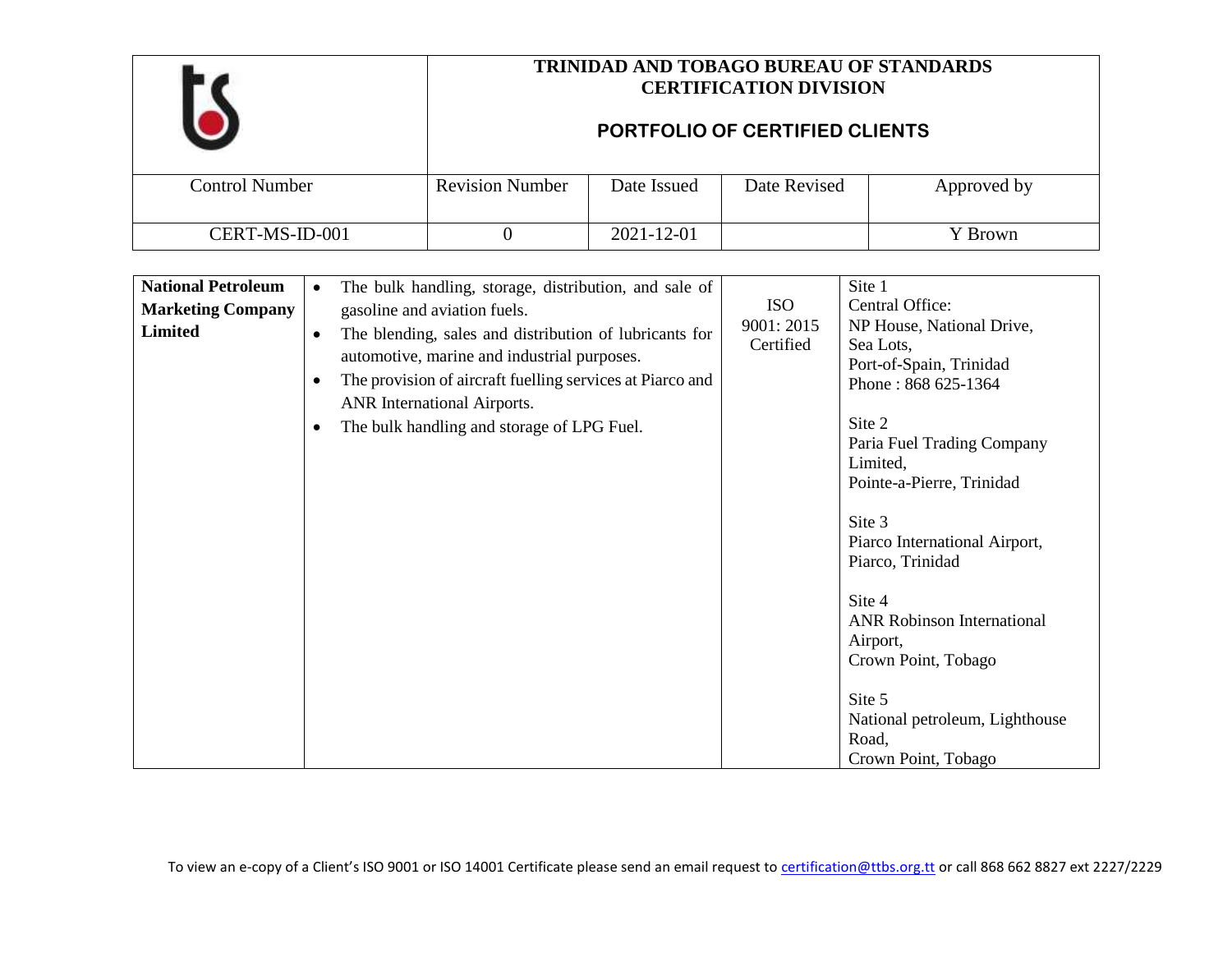| | **TRINIDAD AND TOBAGO BUREAU OF STANDARDS CERTIFICATION DIVISION**<br><br>**PORTFOLIO OF CERTIFIED CLIENTS** | | | |
|---|---|---|---|---|
| Control Number | Revision Number | Date Issued | Date Revised | Approved by |
| CERT-MS-ID-001 | 0 | 2021-12-01 | | Y Brown |

| | | | |
|---|---|---|---|
| **National Petroleum Marketing Company Limited** | • The bulk handling, storage, distribution, and sale of gasoline and aviation fuels.<br>• The blending, sales and distribution of lubricants for automotive, marine and industrial purposes.<br>• The provision of aircraft fuelling services at Piarco and ANR International Airports.<br>• The bulk handling and storage of LPG Fuel. | ISO 9001: 2015 Certified | Site 1<br>Central Office:<br>NP House, National Drive,<br>Sea Lots,<br>Port-of-Spain, Trinidad<br>Phone : 868 625-1364<br><br>Site 2<br>Paria Fuel Trading Company Limited,<br>Pointe-a-Pierre, Trinidad<br><br>Site 3<br>Piarco International Airport,<br>Piarco, Trinidad<br><br>Site 4<br>ANR Robinson International Airport,<br>Crown Point, Tobago<br><br>Site 5<br>National petroleum, Lighthouse Road,<br>Crown Point, Tobago |

To view an e-copy of a Client's ISO 9001 or ISO 14001 Certificate please send an email request to certification@ttbs.org.tt or call 868 662 8827 ext 2227/2229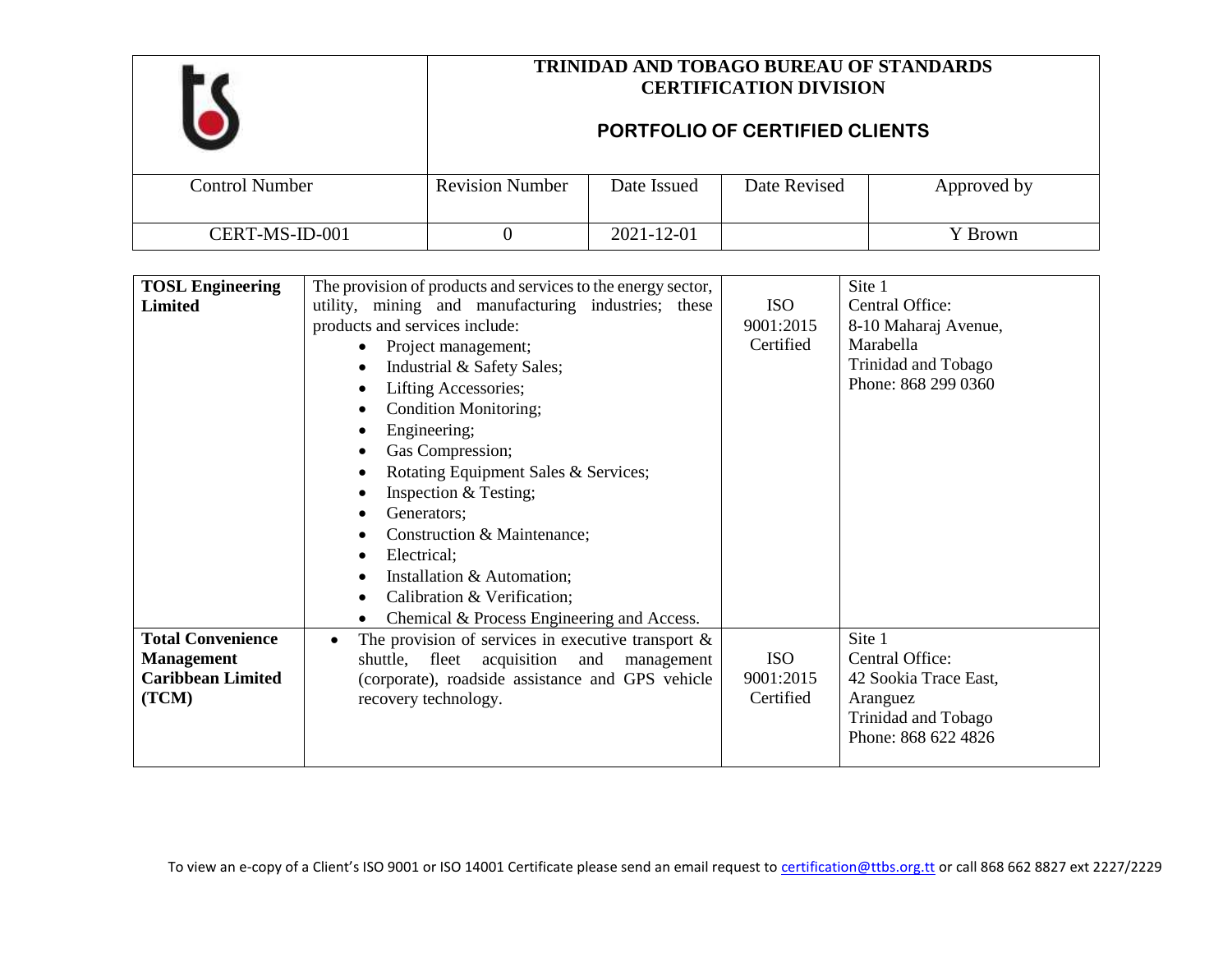# TRINIDAD AND TOBAGO BUREAU OF STANDARDS
## CERTIFICATION DIVISION

## PORTFOLIO OF CERTIFIED CLIENTS

| Control Number | Revision Number | Date Issued | Date Revised | Approved by |
|---|---|---|---|---|
| CERT-MS-ID-001 | 0 | 2021-12-01 | | Y Brown |

| | | | |
|---|---|---|---|
| **TOSL Engineering Limited** | The provision of products and services to the energy sector, utility, mining and manufacturing industries; these products and services include:<br>• Project management;<br>• Industrial & Safety Sales;<br>• Lifting Accessories;<br>• Condition Monitoring;<br>• Engineering;<br>• Gas Compression;<br>• Rotating Equipment Sales & Services;<br>• Inspection & Testing;<br>• Generators;<br>• Construction & Maintenance;<br>• Electrical;<br>• Installation & Automation;<br>• Calibration & Verification;<br>• Chemical & Process Engineering and Access. | ISO 9001:2015 Certified | Site 1<br>Central Office:<br>8-10 Maharaj Avenue,<br>Marabella<br>Trinidad and Tobago<br>Phone: 868 299 0360 |
| **Total Convenience Management Caribbean Limited (TCM)** | • The provision of services in executive transport & shuttle, fleet acquisition and management (corporate), roadside assistance and GPS vehicle recovery technology. | ISO 9001:2015 Certified | Site 1<br>Central Office:<br>42 Sookia Trace East,<br>Aranguez<br>Trinidad and Tobago<br>Phone: 868 622 4826 |

To view an e-copy of a Client's ISO 9001 or ISO 14001 Certificate please send an email request to certification@ttbs.org.tt or call 868 662 8827 ext 2227/2229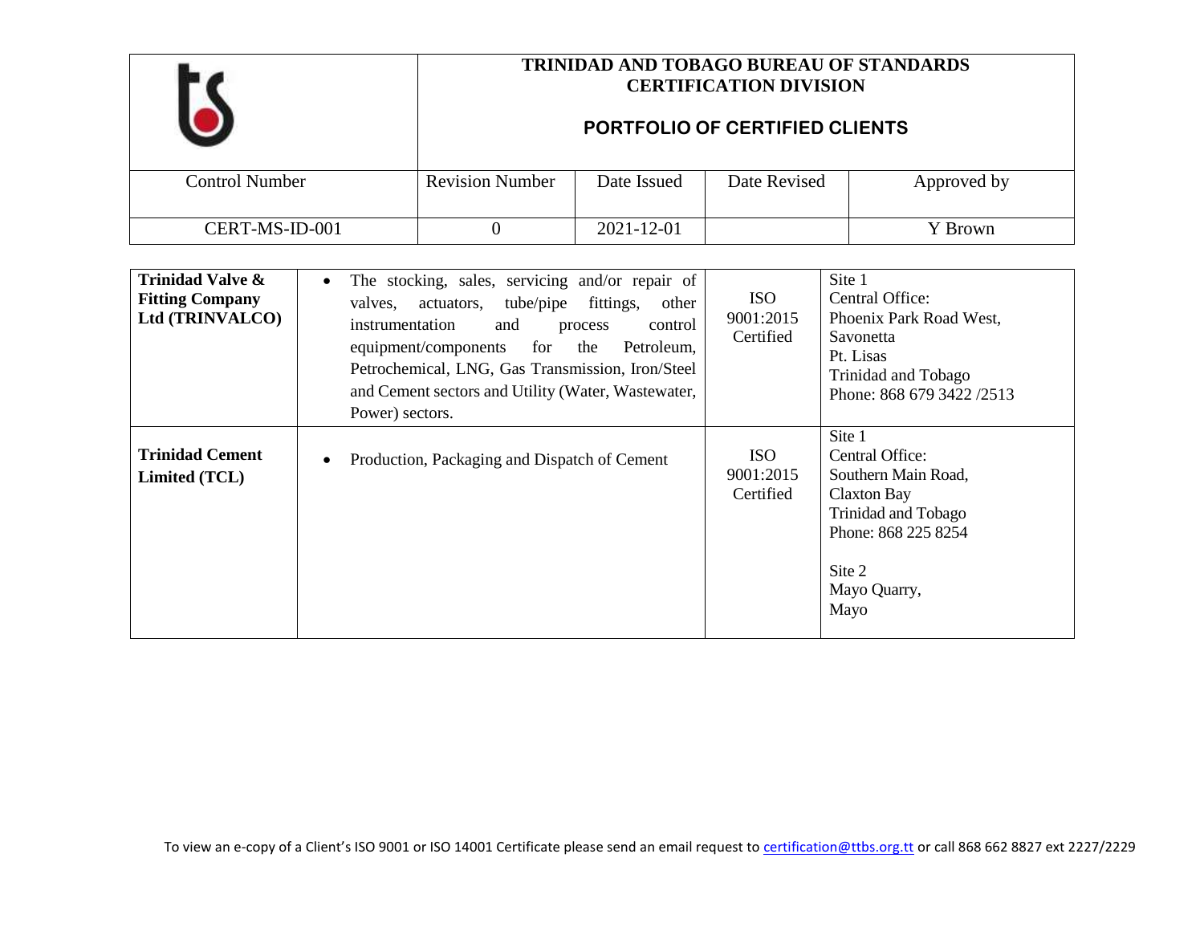| | **TRINIDAD AND TOBAGO BUREAU OF STANDARDS CERTIFICATION DIVISION**<br><br>**PORTFOLIO OF CERTIFIED CLIENTS** | | | |
|---|---|---|---|---|
| Control Number | Revision Number | Date Issued | Date Revised | Approved by |
| CERT-MS-ID-001 | 0 | 2021-12-01 | | Y Brown |

| | | | |
|---|---|---|---|
| **Trinidad Valve & Fitting Company Ltd (TRINVALCO)** | • The stocking, sales, servicing and/or repair of valves, actuators, tube/pipe fittings, other instrumentation and process control equipment/components for the Petroleum, Petrochemical, LNG, Gas Transmission, Iron/Steel and Cement sectors and Utility (Water, Wastewater, Power) sectors. | ISO 9001:2015 Certified | Site 1<br>Central Office:<br>Phoenix Park Road West, Savonetta<br>Pt. Lisas<br>Trinidad and Tobago<br>Phone: 868 679 3422 /2513 |
| **Trinidad Cement Limited (TCL)** | • Production, Packaging and Dispatch of Cement | ISO 9001:2015 Certified | Site 1<br>Central Office:<br>Southern Main Road,<br>Claxton Bay<br>Trinidad and Tobago<br>Phone: 868 225 8254<br><br>Site 2<br>Mayo Quarry,<br>Mayo |

To view an e-copy of a Client's ISO 9001 or ISO 14001 Certificate please send an email request to certification@ttbs.org.tt or call 868 662 8827 ext 2227/2229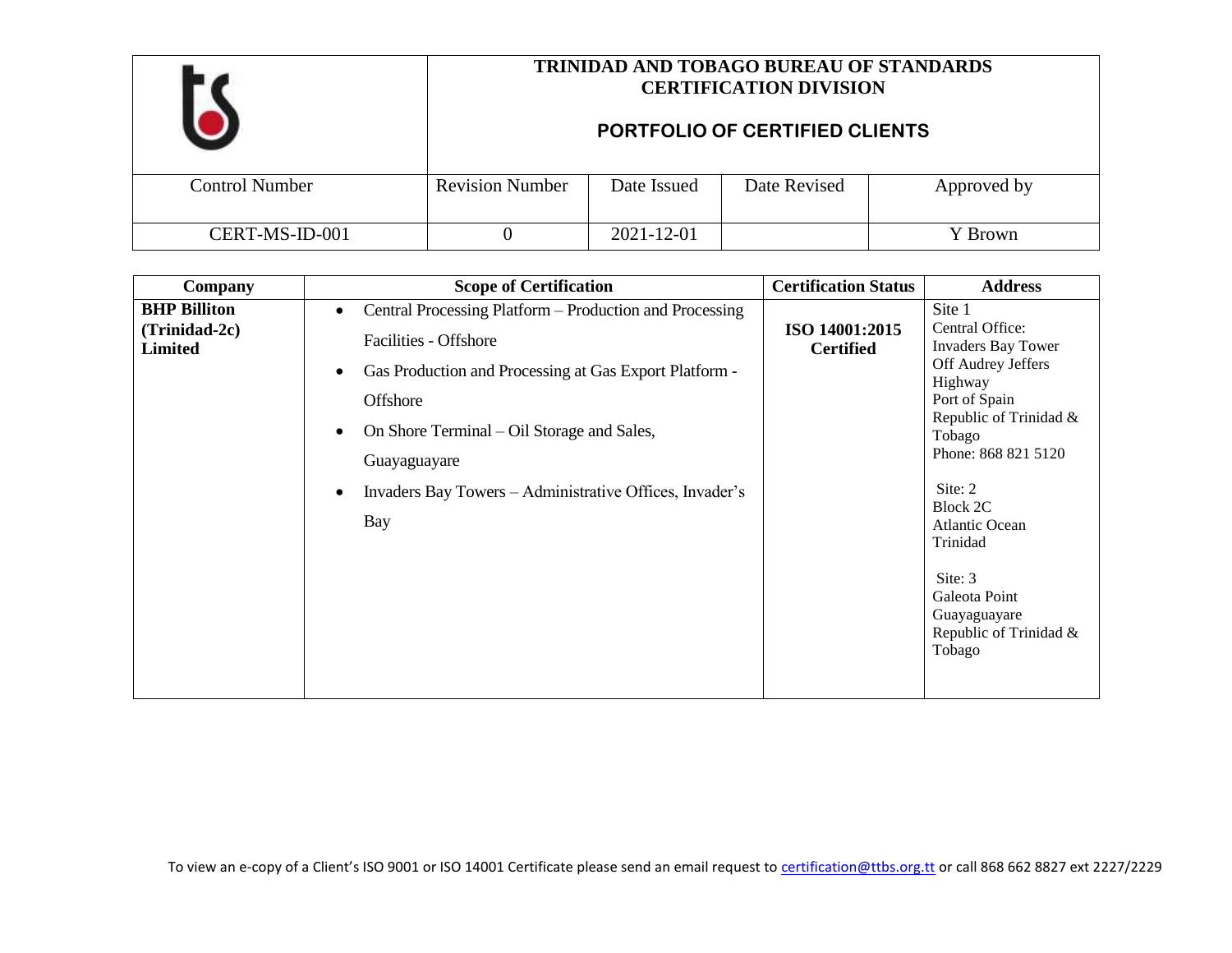| | TRINIDAD AND TOBAGO BUREAU OF STANDARDS<br>CERTIFICATION DIVISION<br><br>PORTFOLIO OF CERTIFIED CLIENTS | | | |
|---|---|---|---|---|
| Control Number | Revision Number | Date Issued | Date Revised | Approved by |
| CERT-MS-ID-001 | 0 | 2021-12-01 | | Y Brown |

| Company | Scope of Certification | Certification Status | Address |
|---|---|---|---|
| **BHP Billiton (Trinidad-2c) Limited** | • Central Processing Platform – Production and Processing Facilities - Offshore<br>• Gas Production and Processing at Gas Export Platform - Offshore<br>• On Shore Terminal – Oil Storage and Sales, Guayaguayare<br>• Invaders Bay Towers – Administrative Offices, Invader's Bay | **ISO 14001:2015 Certified** | Site 1<br>Central Office:<br>Invaders Bay Tower<br>Off Audrey Jeffers Highway<br>Port of Spain<br>Republic of Trinidad & Tobago<br>Phone: 868 821 5120<br><br>Site: 2<br>Block 2C<br>Atlantic Ocean<br>Trinidad<br><br>Site: 3<br>Galeota Point<br>Guayaguayare<br>Republic of Trinidad & Tobago |

To view an e-copy of a Client's ISO 9001 or ISO 14001 Certificate please send an email request to certification@ttbs.org.tt or call 868 662 8827 ext 2227/2229